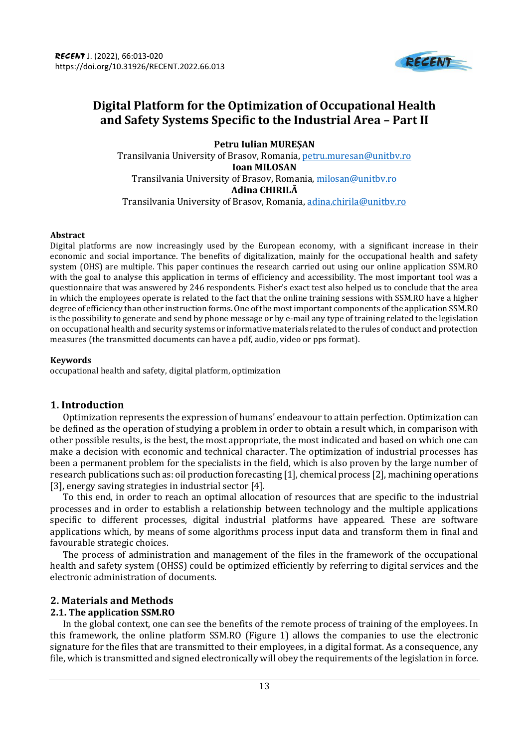# Digital Platform for the Optimization of Occupational Health and Safety Systems Specific to the Industrial Area – Part II

**Petru Iulian MUREȘAN**
Transilvania University of Brasov, Romania, petru.muresan@unitbv.ro
**Ioan MILOSAN**
Transilvania University of Brasov, Romania, milosan@unitbv.ro
**Adina CHIRILĂ**
Transilvania University of Brasov, Romania, adina.chirila@unitbv.ro

### Abstract

Digital platforms are now increasingly used by the European economy, with a significant increase in their economic and social importance. The benefits of digitalization, mainly for the occupational health and safety system (OHS) are multiple. This paper continues the research carried out using our online application SSM.RO with the goal to analyse this application in terms of efficiency and accessibility. The most important tool was a questionnaire that was answered by 246 respondents. Fisher's exact test also helped us to conclude that the area in which the employees operate is related to the fact that the online training sessions with SSM.RO have a higher degree of efficiency than other instruction forms. One of the most important components of the application SSM.RO is the possibility to generate and send by phone message or by e-mail any type of training related to the legislation on occupational health and security systems or informative materials related to the rules of conduct and protection measures (the transmitted documents can have a pdf, audio, video or pps format).

### Keywords

occupational health and safety, digital platform, optimization

## 1. Introduction

Optimization represents the expression of humans' endeavour to attain perfection. Optimization can be defined as the operation of studying a problem in order to obtain a result which, in comparison with other possible results, is the best, the most appropriate, the most indicated and based on which one can make a decision with economic and technical character. The optimization of industrial processes has been a permanent problem for the specialists in the field, which is also proven by the large number of research publications such as: oil production forecasting [1], chemical process [2], machining operations [3], energy saving strategies in industrial sector [4].

To this end, in order to reach an optimal allocation of resources that are specific to the industrial processes and in order to establish a relationship between technology and the multiple applications specific to different processes, digital industrial platforms have appeared. These are software applications which, by means of some algorithms process input data and transform them in final and favourable strategic choices.

The process of administration and management of the files in the framework of the occupational health and safety system (OHSS) could be optimized efficiently by referring to digital services and the electronic administration of documents.

## 2. Materials and Methods

### 2.1. The application SSM.RO

In the global context, one can see the benefits of the remote process of training of the employees. In this framework, the online platform SSM.RO (Figure 1) allows the companies to use the electronic signature for the files that are transmitted to their employees, in a digital format. As a consequence, any file, which is transmitted and signed electronically will obey the requirements of the legislation in force.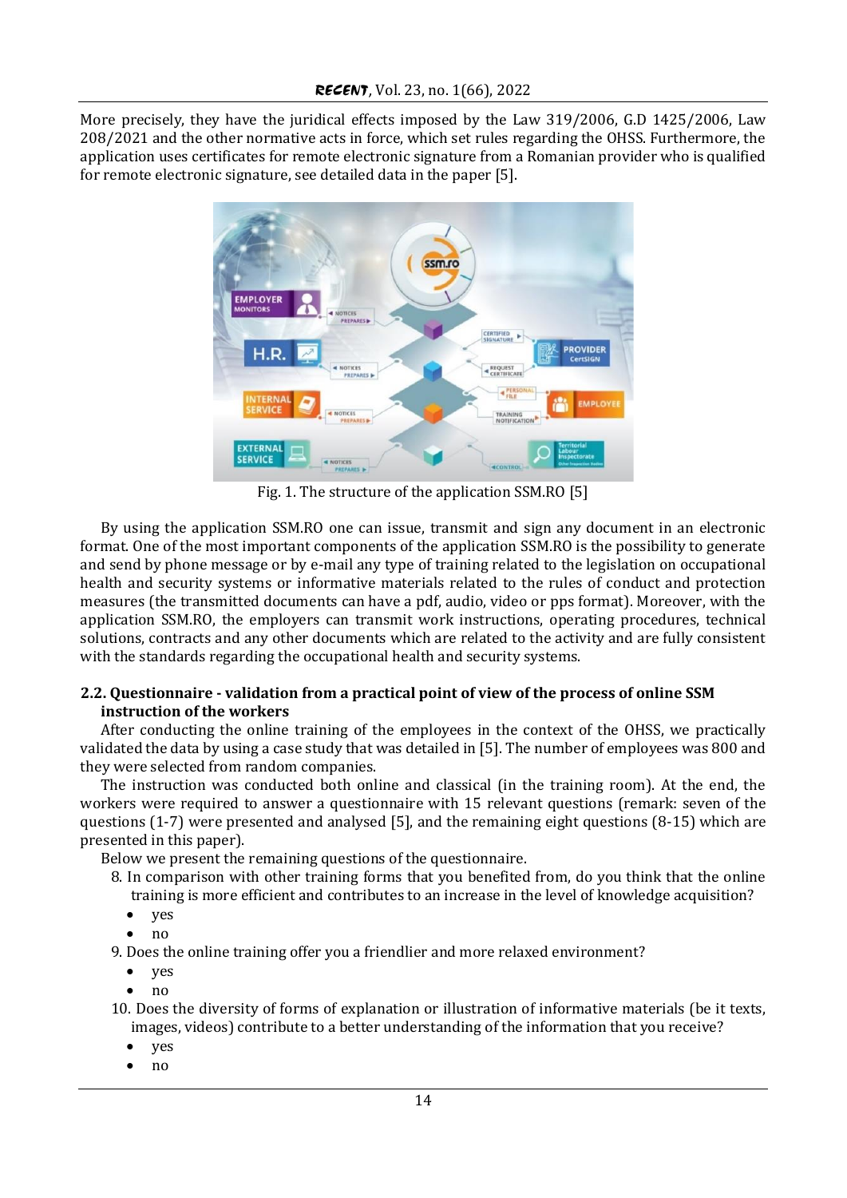More precisely, they have the juridical effects imposed by the Law 319/2006, G.D 1425/2006, Law 208/2021 and the other normative acts in force, which set rules regarding the OHSS. Furthermore, the application uses certificates for remote electronic signature from a Romanian provider who is qualified for remote electronic signature, see detailed data in the paper [5].

Fig. 1. The structure of the application SSM.RO [5]

By using the application SSM.RO one can issue, transmit and sign any document in an electronic format. One of the most important components of the application SSM.RO is the possibility to generate and send by phone message or by e-mail any type of training related to the legislation on occupational health and security systems or informative materials related to the rules of conduct and protection measures (the transmitted documents can have a pdf, audio, video or pps format). Moreover, with the application SSM.RO, the employers can transmit work instructions, operating procedures, technical solutions, contracts and any other documents which are related to the activity and are fully consistent with the standards regarding the occupational health and security systems.

### 2.2. Questionnaire - validation from a practical point of view of the process of online SSM instruction of the workers

After conducting the online training of the employees in the context of the OHSS, we practically validated the data by using a case study that was detailed in [5]. The number of employees was 800 and they were selected from random companies.

The instruction was conducted both online and classical (in the training room). At the end, the workers were required to answer a questionnaire with 15 relevant questions (remark: seven of the questions (1-7) were presented and analysed [5], and the remaining eight questions (8-15) which are presented in this paper).

Below we present the remaining questions of the questionnaire.

8. In comparison with other training forms that you benefited from, do you think that the online training is more efficient and contributes to an increase in the level of knowledge acquisition?
   - yes
   - no
9. Does the online training offer you a friendlier and more relaxed environment?
   - yes
   - no
10. Does the diversity of forms of explanation or illustration of informative materials (be it texts, images, videos) contribute to a better understanding of the information that you receive?
    - yes
    - no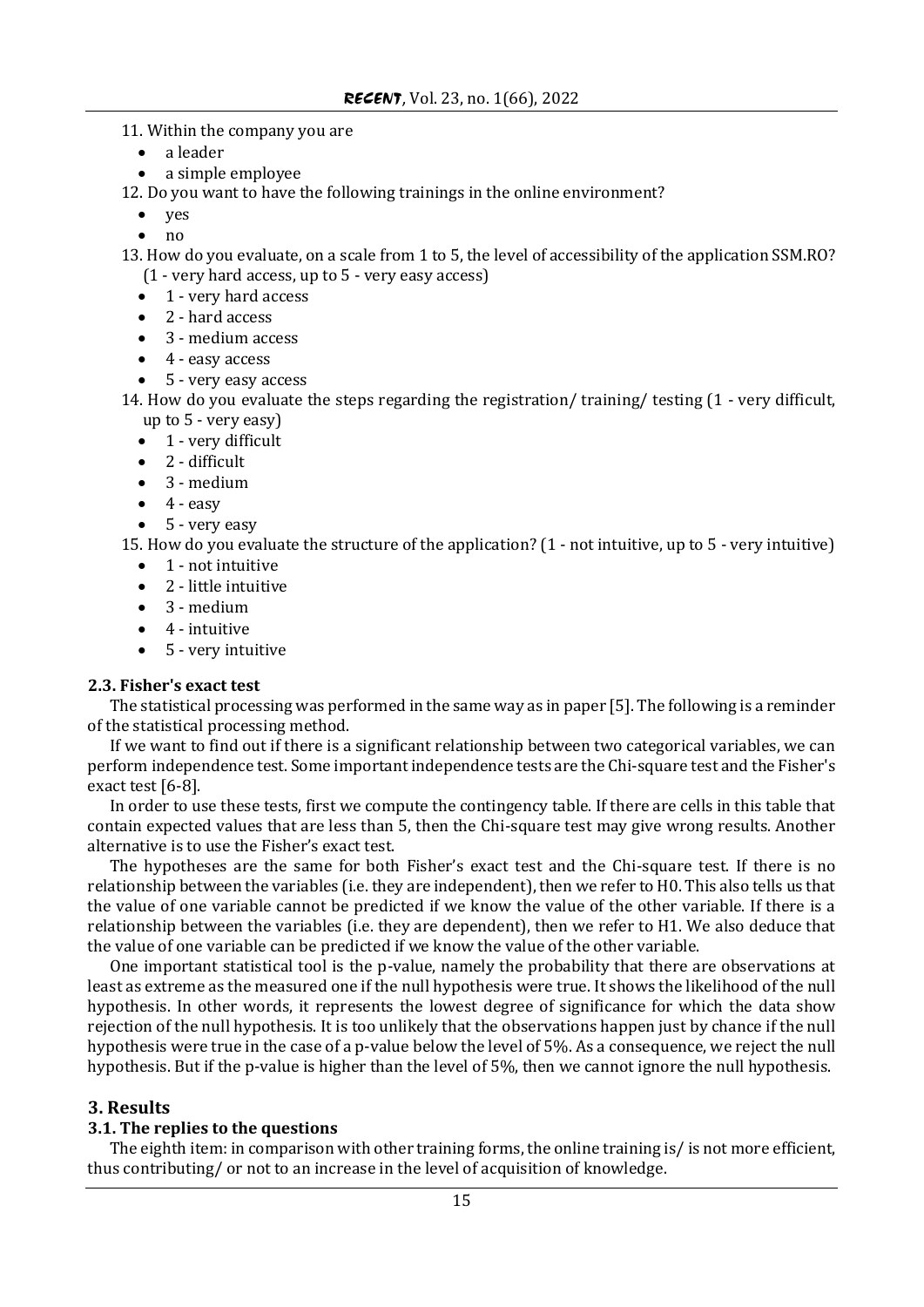11. Within the company you are
    - a leader
    - a simple employee

12. Do you want to have the following trainings in the online environment?
    - yes
    - no

13. How do you evaluate, on a scale from 1 to 5, the level of accessibility of the application SSM.RO? (1 - very hard access, up to 5 - very easy access)
    - 1 - very hard access
    - 2 - hard access
    - 3 - medium access
    - 4 - easy access
    - 5 - very easy access

14. How do you evaluate the steps regarding the registration/ training/ testing (1 - very difficult, up to 5 - very easy)
    - 1 - very difficult
    - 2 - difficult
    - 3 - medium
    - 4 - easy
    - 5 - very easy

15. How do you evaluate the structure of the application? (1 - not intuitive, up to 5 - very intuitive)
    - 1 - not intuitive
    - 2 - little intuitive
    - 3 - medium
    - 4 - intuitive
    - 5 - very intuitive

### 2.3. Fisher's exact test

The statistical processing was performed in the same way as in paper [5]. The following is a reminder of the statistical processing method.

If we want to find out if there is a significant relationship between two categorical variables, we can perform independence test. Some important independence tests are the Chi-square test and the Fisher's exact test [6-8].

In order to use these tests, first we compute the contingency table. If there are cells in this table that contain expected values that are less than 5, then the Chi-square test may give wrong results. Another alternative is to use the Fisher's exact test.

The hypotheses are the same for both Fisher's exact test and the Chi-square test. If there is no relationship between the variables (i.e. they are independent), then we refer to H0. This also tells us that the value of one variable cannot be predicted if we know the value of the other variable. If there is a relationship between the variables (i.e. they are dependent), then we refer to H1. We also deduce that the value of one variable can be predicted if we know the value of the other variable.

One important statistical tool is the p-value, namely the probability that there are observations at least as extreme as the measured one if the null hypothesis were true. It shows the likelihood of the null hypothesis. In other words, it represents the lowest degree of significance for which the data show rejection of the null hypothesis. It is too unlikely that the observations happen just by chance if the null hypothesis were true in the case of a p-value below the level of 5%. As a consequence, we reject the null hypothesis. But if the p-value is higher than the level of 5%, then we cannot ignore the null hypothesis.

## 3. Results

### 3.1. The replies to the questions

The eighth item: in comparison with other training forms, the online training is/ is not more efficient, thus contributing/ or not to an increase in the level of acquisition of knowledge.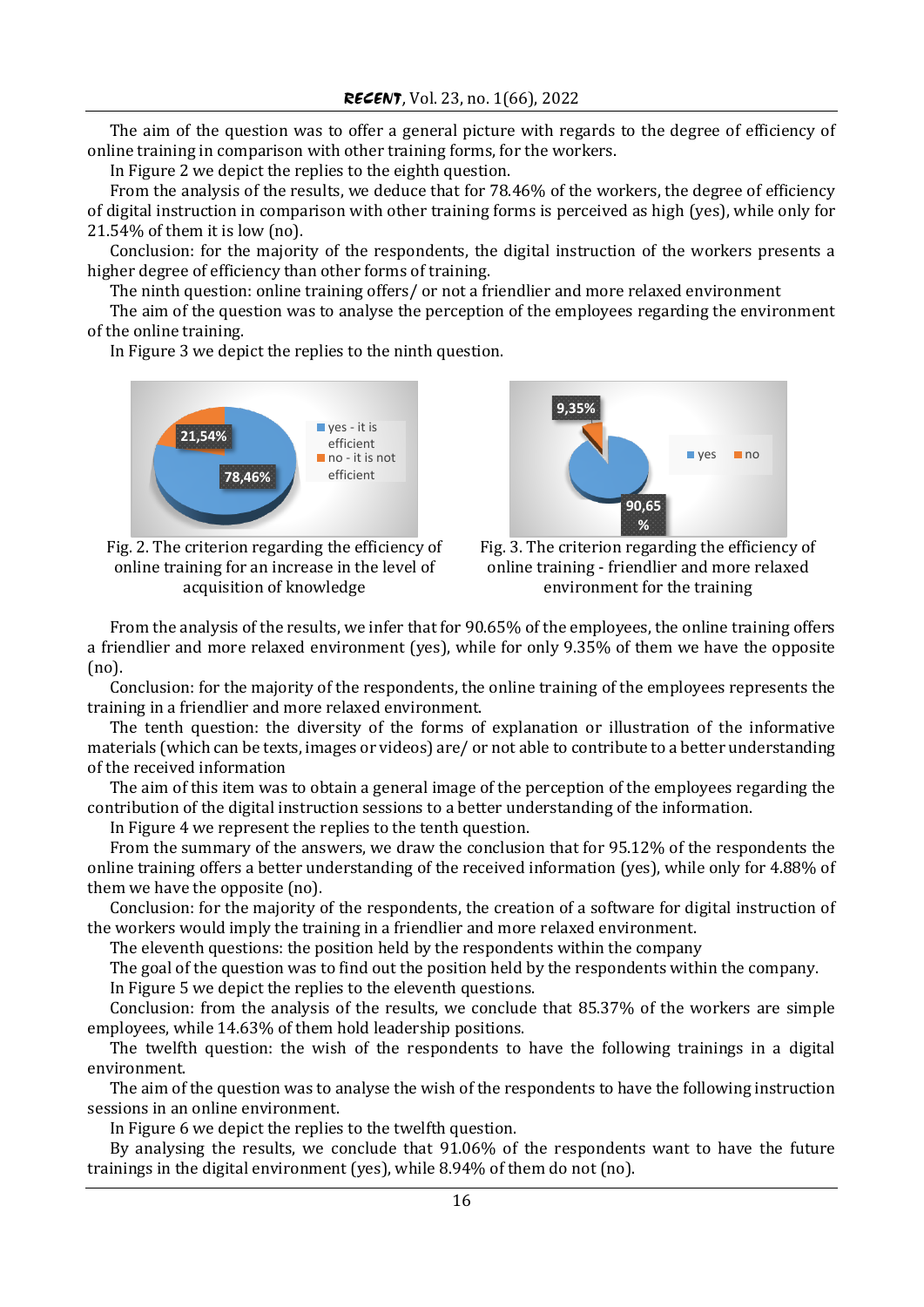The aim of the question was to offer a general picture with regards to the degree of efficiency of online training in comparison with other training forms, for the workers.

In Figure 2 we depict the replies to the eighth question.

From the analysis of the results, we deduce that for 78.46% of the workers, the degree of efficiency of digital instruction in comparison with other training forms is perceived as high (yes), while only for 21.54% of them it is low (no).

Conclusion: for the majority of the respondents, the digital instruction of the workers presents a higher degree of efficiency than other forms of training.

The ninth question: online training offers/ or not a friendlier and more relaxed environment

The aim of the question was to analyse the perception of the employees regarding the environment of the online training.

In Figure 3 we depict the replies to the ninth question.

Fig. 2. The criterion regarding the efficiency of online training for an increase in the level of acquisition of knowledge

Fig. 3. The criterion regarding the efficiency of online training - friendlier and more relaxed environment for the training

From the analysis of the results, we infer that for 90.65% of the employees, the online training offers a friendlier and more relaxed environment (yes), while for only 9.35% of them we have the opposite (no).

Conclusion: for the majority of the respondents, the online training of the employees represents the training in a friendlier and more relaxed environment.

The tenth question: the diversity of the forms of explanation or illustration of the informative materials (which can be texts, images or videos) are/ or not able to contribute to a better understanding of the received information

The aim of this item was to obtain a general image of the perception of the employees regarding the contribution of the digital instruction sessions to a better understanding of the information.

In Figure 4 we represent the replies to the tenth question.

From the summary of the answers, we draw the conclusion that for 95.12% of the respondents the online training offers a better understanding of the received information (yes), while only for 4.88% of them we have the opposite (no).

Conclusion: for the majority of the respondents, the creation of a software for digital instruction of the workers would imply the training in a friendlier and more relaxed environment.

The eleventh questions: the position held by the respondents within the company

The goal of the question was to find out the position held by the respondents within the company.

In Figure 5 we depict the replies to the eleventh questions.

Conclusion: from the analysis of the results, we conclude that 85.37% of the workers are simple employees, while 14.63% of them hold leadership positions.

The twelfth question: the wish of the respondents to have the following trainings in a digital environment.

The aim of the question was to analyse the wish of the respondents to have the following instruction sessions in an online environment.

In Figure 6 we depict the replies to the twelfth question.

By analysing the results, we conclude that 91.06% of the respondents want to have the future trainings in the digital environment (yes), while 8.94% of them do not (no).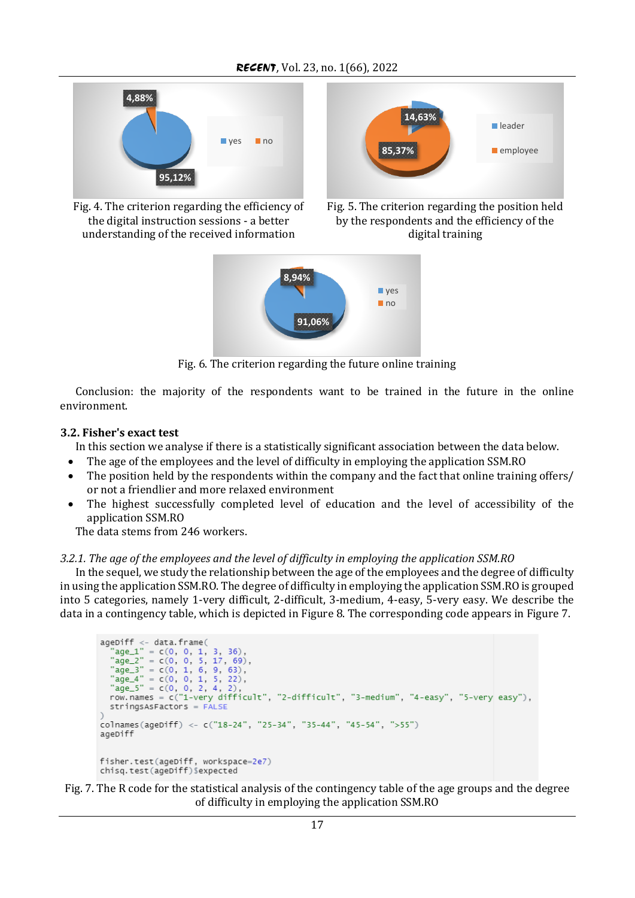Fig. 4. The criterion regarding the efficiency of the digital instruction sessions - a better understanding of the received information

Fig. 5. The criterion regarding the position held by the respondents and the efficiency of the digital training

Fig. 6. The criterion regarding the future online training

Conclusion: the majority of the respondents want to be trained in the future in the online environment.

### 3.2. Fisher's exact test

In this section we analyse if there is a statistically significant association between the data below.

- The age of the employees and the level of difficulty in employing the application SSM.RO
- The position held by the respondents within the company and the fact that online training offers/ or not a friendlier and more relaxed environment
- The highest successfully completed level of education and the level of accessibility of the application SSM.RO

The data stems from 246 workers.

#### *3.2.1. The age of the employees and the level of difficulty in employing the application SSM.RO*

In the sequel, we study the relationship between the age of the employees and the degree of difficulty in using the application SSM.RO. The degree of difficulty in employing the application SSM.RO is grouped into 5 categories, namely 1-very difficult, 2-difficult, 3-medium, 4-easy, 5-very easy. We describe the data in a contingency table, which is depicted in Figure 8. The corresponding code appears in Figure 7.

```
ageDiff <- data.frame(
  "age_1" = c(0, 0, 1, 3, 36),
  "age_2" = c(0, 0, 5, 17, 69),
  "age_3" = c(0, 1, 6, 9, 63),
  "age_4" = c(0, 0, 1, 5, 22),
  "age_5" = c(0, 0, 2, 4, 2),
  row.names = c("1-very difficult", "2-difficult", "3-medium", "4-easy", "5-very easy"),
  stringsAsFactors = FALSE
)
colnames(ageDiff) <- c("18-24", "25-34", "35-44", "45-54", ">55")
ageDiff

fisher.test(ageDiff, workspace=2e7)
chisq.test(ageDiff)$expected
```

Fig. 7. The R code for the statistical analysis of the contingency table of the age groups and the degree of difficulty in employing the application SSM.RO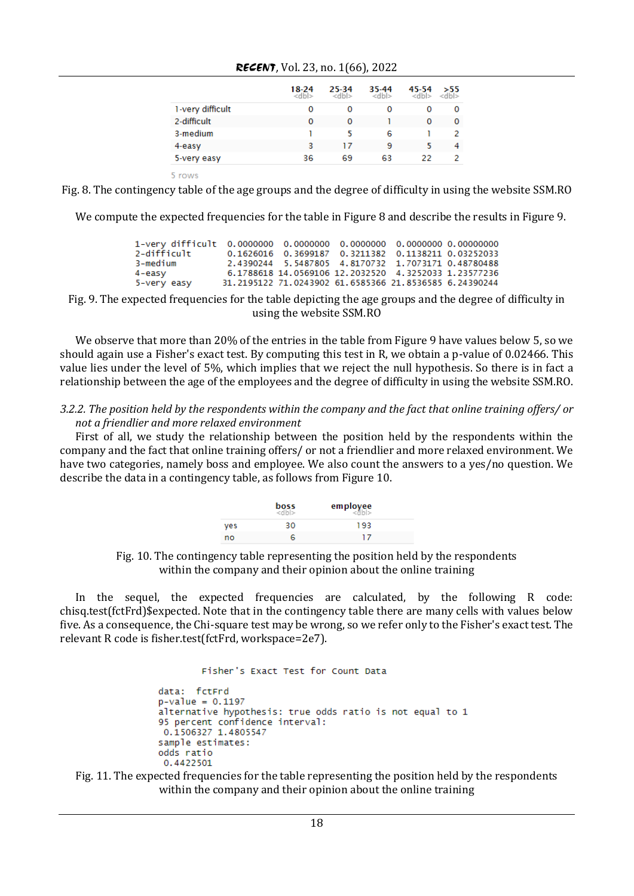|  | 18-24 <dbl> | 25-34 <dbl> | 35-44 <dbl> | 45-54 <dbl> | >55 <dbl> |
|---|---|---|---|---|---|
| 1-very difficult | 0 | 0 | 0 | 0 | 0 |
| 2-difficult | 0 | 0 | 1 | 0 | 0 |
| 3-medium | 1 | 5 | 6 | 1 | 2 |
| 4-easy | 3 | 17 | 9 | 5 | 4 |
| 5-very easy | 36 | 69 | 63 | 22 | 2 |

5 rows

Fig. 8. The contingency table of the age groups and the degree of difficulty in using the website SSM.RO

We compute the expected frequencies for the table in Figure 8 and describe the results in Figure 9.

```
1-very difficult  0.0000000  0.0000000  0.0000000  0.0000000 0.00000000
2-difficult       0.1626016  0.3699187  0.3211382  0.1138211 0.03252033
3-medium          2.4390244  5.5487805  4.8170732  1.7073171 0.48780488
4-easy            6.1788618 14.0569106 12.2032520  4.3252033 1.23577236
5-very easy      31.2195122 71.0243902 61.6585366 21.8536585 6.24390244
```

Fig. 9. The expected frequencies for the table depicting the age groups and the degree of difficulty in using the website SSM.RO

We observe that more than 20% of the entries in the table from Figure 9 have values below 5, so we should again use a Fisher's exact test. By computing this test in R, we obtain a p-value of 0.02466. This value lies under the level of 5%, which implies that we reject the null hypothesis. So there is in fact a relationship between the age of the employees and the degree of difficulty in using the website SSM.RO.

*3.2.2. The position held by the respondents within the company and the fact that online training offers/ or not a friendlier and more relaxed environment*

First of all, we study the relationship between the position held by the respondents within the company and the fact that online training offers/ or not a friendlier and more relaxed environment. We have two categories, namely boss and employee. We also count the answers to a yes/no question. We describe the data in a contingency table, as follows from Figure 10.

|  | boss <dbl> | employee <dbl> |
|---|---|---|
| yes | 30 | 193 |
| no | 6 | 17 |

Fig. 10. The contingency table representing the position held by the respondents within the company and their opinion about the online training

In the sequel, the expected frequencies are calculated, by the following R code: chisq.test(fctFrd)$expected. Note that in the contingency table there are many cells with values below five. As a consequence, the Chi-square test may be wrong, so we refer only to the Fisher's exact test. The relevant R code is fisher.test(fctFrd, workspace=2e7).

```
        Fisher's Exact Test for Count Data

data:  fctFrd
p-value = 0.1197
alternative hypothesis: true odds ratio is not equal to 1
95 percent confidence interval:
 0.1506327 1.4805547
sample estimates:
odds ratio
 0.4422501
```

Fig. 11. The expected frequencies for the table representing the position held by the respondents within the company and their opinion about the online training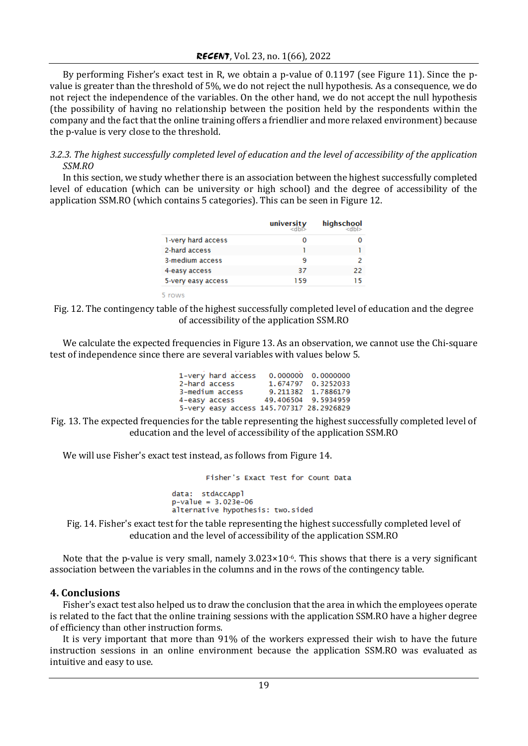By performing Fisher's exact test in R, we obtain a p-value of 0.1197 (see Figure 11). Since the p-value is greater than the threshold of 5%, we do not reject the null hypothesis. As a consequence, we do not reject the independence of the variables. On the other hand, we do not accept the null hypothesis (the possibility of having no relationship between the position held by the respondents within the company and the fact that the online training offers a friendlier and more relaxed environment) because the p-value is very close to the threshold.

*3.2.3. The highest successfully completed level of education and the level of accessibility of the application SSM.RO*

In this section, we study whether there is an association between the highest successfully completed level of education (which can be university or high school) and the degree of accessibility of the application SSM.RO (which contains 5 categories). This can be seen in Figure 12.

| | university <dbl> | highschool <dbl> |
|---|---|---|
| 1-very hard access | 0 | 0 |
| 2-hard access | 1 | 1 |
| 3-medium access | 9 | 2 |
| 4-easy access | 37 | 22 |
| 5-very easy access | 159 | 15 |

5 rows

Fig. 12. The contingency table of the highest successfully completed level of education and the degree of accessibility of the application SSM.RO

We calculate the expected frequencies in Figure 13. As an observation, we cannot use the Chi-square test of independence since there are several variables with values below 5.

```
1-very hard access    0.000000  0.0000000
2-hard access         1.674797  0.3252033
3-medium access       9.211382  1.7886179
4-easy access        49.406504  9.5934959
5-very easy access  145.707317 28.2926829
```

Fig. 13. The expected frequencies for the table representing the highest successfully completed level of education and the level of accessibility of the application SSM.RO

We will use Fisher's exact test instead, as follows from Figure 14.

```
        Fisher's Exact Test for Count Data

data:  stdAccAppl
p-value = 3.023e-06
alternative hypothesis: two.sided
```

Fig. 14. Fisher's exact test for the table representing the highest successfully completed level of education and the level of accessibility of the application SSM.RO

Note that the p-value is very small, namely $3.023 \times 10^{-6}$. This shows that there is a very significant association between the variables in the columns and in the rows of the contingency table.

## 4. Conclusions

Fisher's exact test also helped us to draw the conclusion that the area in which the employees operate is related to the fact that the online training sessions with the application SSM.RO have a higher degree of efficiency than other instruction forms.

It is very important that more than 91% of the workers expressed their wish to have the future instruction sessions in an online environment because the application SSM.RO was evaluated as intuitive and easy to use.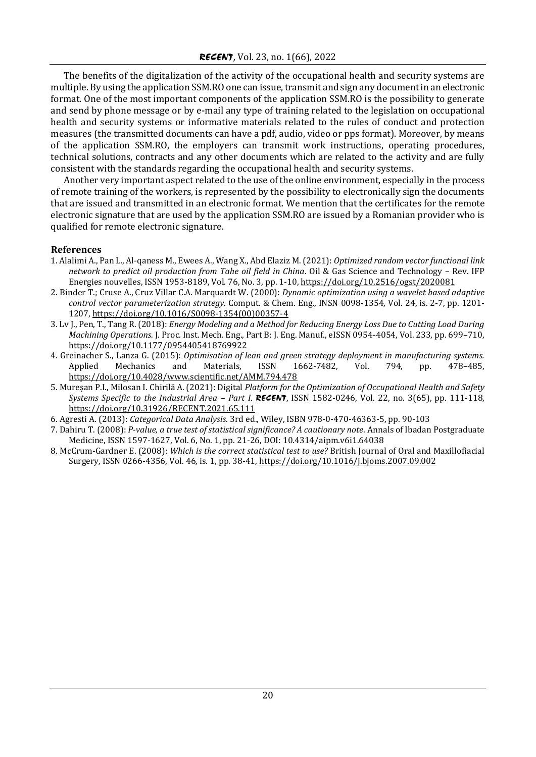The benefits of the digitalization of the activity of the occupational health and security systems are multiple. By using the application SSM.RO one can issue, transmit and sign any document in an electronic format. One of the most important components of the application SSM.RO is the possibility to generate and send by phone message or by e-mail any type of training related to the legislation on occupational health and security systems or informative materials related to the rules of conduct and protection measures (the transmitted documents can have a pdf, audio, video or pps format). Moreover, by means of the application SSM.RO, the employers can transmit work instructions, operating procedures, technical solutions, contracts and any other documents which are related to the activity and are fully consistent with the standards regarding the occupational health and security systems.

Another very important aspect related to the use of the online environment, especially in the process of remote training of the workers, is represented by the possibility to electronically sign the documents that are issued and transmitted in an electronic format. We mention that the certificates for the remote electronic signature that are used by the application SSM.RO are issued by a Romanian provider who is qualified for remote electronic signature.

## References

1. Alalimi A., Pan L., Al-qaness M., Ewees A., Wang X., Abd Elaziz M. (2021): *Optimized random vector functional link network to predict oil production from Tahe oil field in China*. Oil & Gas Science and Technology – Rev. IFP Energies nouvelles, ISSN 1953-8189, Vol. 76, No. 3, pp. 1-10, https://doi.org/10.2516/ogst/2020081
2. Binder T.; Cruse A., Cruz Villar C.A. Marquardt W. (2000): *Dynamic optimization using a wavelet based adaptive control vector parameterization strategy*. Comput. & Chem. Eng., INSN 0098-1354, Vol. 24, is. 2-7, pp. 1201-1207, https://doi.org/10.1016/S0098-1354(00)00357-4
3. Lv J., Pen, T., Tang R. (2018): *Energy Modeling and a Method for Reducing Energy Loss Due to Cutting Load During Machining Operations.* J. Proc. Inst. Mech. Eng., Part B: J. Eng. Manuf., eISSN 0954-4054, Vol. 233, pp. 699–710, https://doi.org/10.1177/0954405418769922
4. Greinacher S., Lanza G. (2015): *Optimisation of lean and green strategy deployment in manufacturing systems.* Applied Mechanics and Materials, ISSN 1662-7482, Vol. 794, pp. 478–485, https://doi.org/10.4028/www.scientific.net/AMM.794.478
5. Mureșan P.I., Milosan I. Chirilă A. (2021): Digital *Platform for the Optimization of Occupational Health and Safety Systems Specific to the Industrial Area – Part I*. RECENT, ISSN 1582-0246, Vol. 22, no. 3(65), pp. 111-118, https://doi.org/10.31926/RECENT.2021.65.111
6. Agresti A. (2013): *Categorical Data Analysis*. 3rd ed., Wiley, ISBN 978-0-470-46363-5, pp. 90-103
7. Dahiru T. (2008): *P-value, a true test of statistical significance? A cautionary note*. Annals of Ibadan Postgraduate Medicine, ISSN 1597-1627, Vol. 6, No. 1, pp. 21-26, DOI: 10.4314/aipm.v6i1.64038
8. McCrum-Gardner E. (2008): *Which is the correct statistical test to use?* British Journal of Oral and Maxillofiacial Surgery, ISSN 0266-4356, Vol. 46, is. 1, pp. 38-41, https://doi.org/10.1016/j.bjoms.2007.09.002